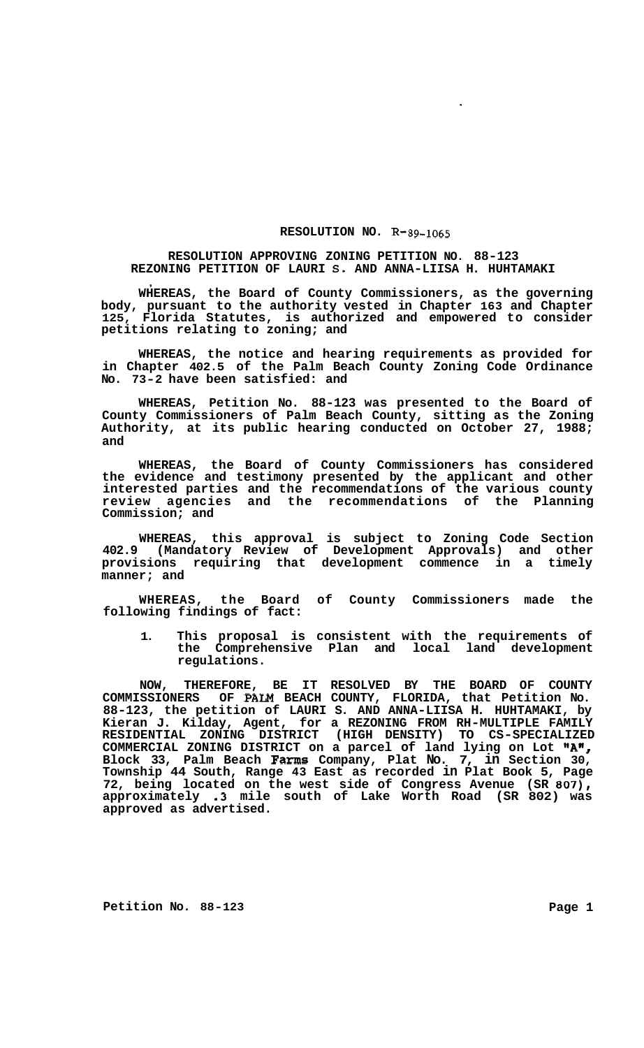# RESOLUTION NO. R-89-1065

## RESOLUTION APPROVING ZONING PETITION NO. 88-123 REZONING PETITION OF LAURI S. AND ANNA-LIISA H. HUHTAMAKI

**WHEREAS, the Board of County Commissioners, as the governing body, pursuant to the authority vested in Chapter 163 and Chapter 125, Florida Statutes, is authorized and empowered to consider petitions relating to zoning; and**

**WHEREAS, the notice and hearing requirements as provided for in Chapter 402.5 of the Palm Beach County Zoning Code Ordinance No. 73-2 have been satisfied: and**

**WHEREAS, Petition No. 88-123 was presented to the Board of County Commissioners of Palm Beach County, sitting as the Zoning Authority, at its public hearing conducted on October 27, 1988; and**

**WHEREAS, the Board of County Commissioners has considered the evidence and testimony presented by the applicant and other interested parties and the recommendations of the various county review agencies and the recommendations of the Planning Commission; and**

**WHEREAS, this approval is subject to Zoning Code Section 402.9 (Mandatory Review of Development Approvals) and other provisions requiring that development commence in a timely manner; and**

**WHEREAS, the Board of County Commissioners made the following findings of fact:**

1. **This proposal is consistent with the requirements of the Comprehensive Plan and local land development regulations.**

**NOW, THEREFORE, BE IT RESOLVED BY THE BOARD OF COUNTY COMMISSIONERS OF PALM BEACH COUNTY, FLORIDA, that Petition No. 88-123, the petition of LAURI S. AND ANNA-LIISA H. HUHTAMAKI, by Kieran J. Kilday, Agent, for a REZONING FROM RH-MULTIPLE FAMILY RESIDENTIAL ZONING DISTRICT (HIGH DENSITY) TO CS-SPECIALIZED COMMERCIAL ZONING DISTRICT on a parcel of land lying on Lot "A", Block 33, Palm Beach Farms Company, Plat No. 7, in Section 30, Township 44 South, Range 43 East as recorded in Plat Book 5, Page 72, being located on the west side of Congress Avenue (SR 807), approximately .3 mile south of Lake Worth Road (SR 802) was approved as advertised.**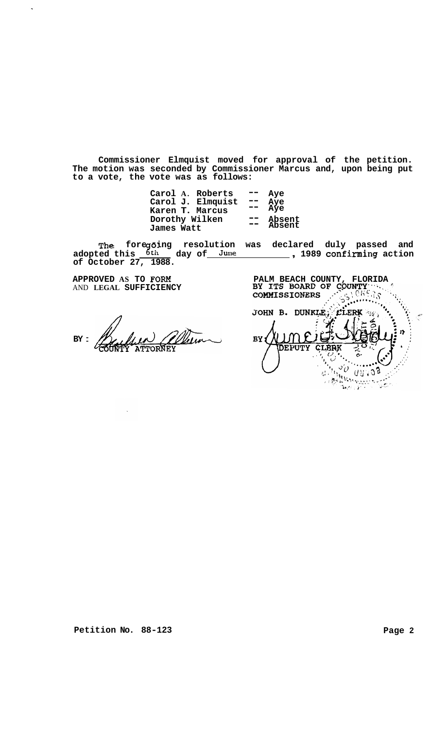Commissioner Elmquist moved for approval of the petition. The motion was seconded by Commissioner Marcus and, upon being put to a vote, the vote was as follows:

| | | |
|---|---|---|
| Carol A. Roberts | -- | Aye |
| Carol J. Elmquist | -- | Aye |
| Karen T. Marcus | -- | Aye |
| Dorothy Wilken | -- | Absent |
| James Watt | -- | Absent |

The foregoing resolution was declared duly passed and adopted this 6th day of June, 1989 confirming action of October 27, 1988.

APPROVED AS TO FORM AND LEGAL SUFFICIENCY

BY: COUNTY ATTORNEY

PALM BEACH COUNTY, FLORIDA
BY ITS BOARD OF COUNTY COMMISSIONERS

JOHN B. DUNKLE, CLERK

BY: DEPUTY CLERK

Petition No. 88-123